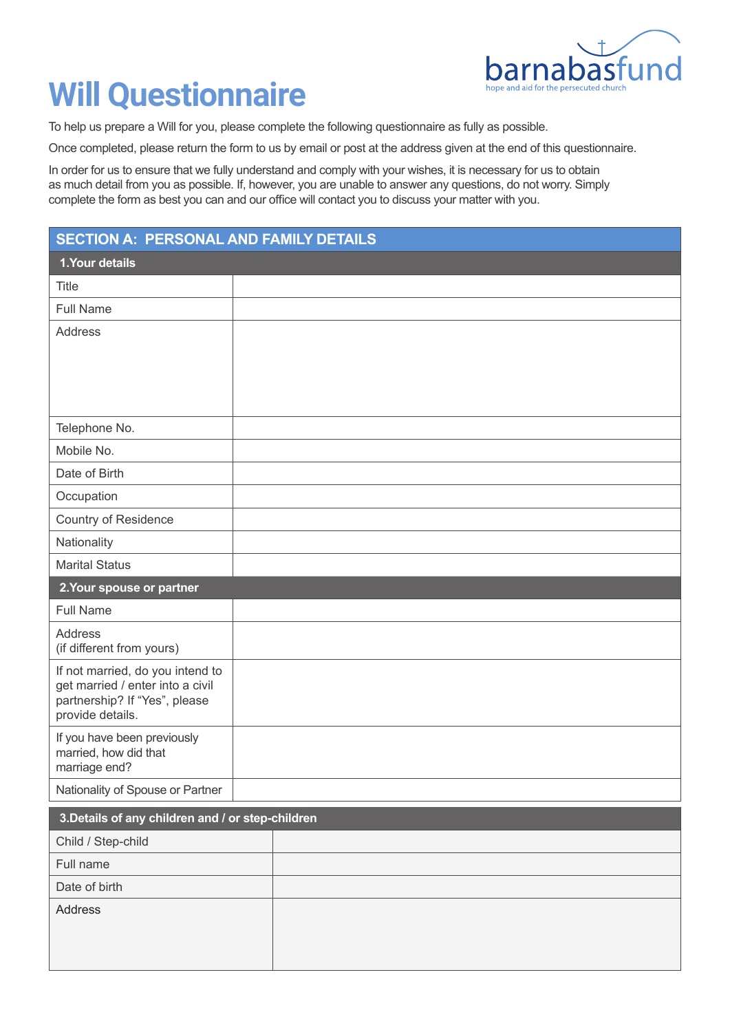# Will Questionnaire

barnabasfund
hope and aid for the persecuted church

To help us prepare a Will for you, please complete the following questionnaire as fully as possible.

Once completed, please return the form to us by email or post at the address given at the end of this questionnaire.

In order for us to ensure that we fully understand and comply with your wishes, it is necessary for us to obtain as much detail from you as possible. If, however, you are unable to answer any questions, do not worry. Simply complete the form as best you can and our office will contact you to discuss your matter with you.

## SECTION A: PERSONAL AND FAMILY DETAILS

### 1.Your details

| | |
|---|---|
| Title | |
| Full Name | |
| Address | |
| Telephone No. | |
| Mobile No. | |
| Date of Birth | |
| Occupation | |
| Country of Residence | |
| Nationality | |
| Marital Status | |

### 2.Your spouse or partner

| | |
|---|---|
| Full Name | |
| Address (if different from yours) | |
| If not married, do you intend to get married / enter into a civil partnership? If "Yes", please provide details. | |
| If you have been previously married, how did that marriage end? | |
| Nationality of Spouse or Partner | |

### 3.Details of any children and / or step-children

| | |
|---|---|
| Child / Step-child | |
| Full name | |
| Date of birth | |
| Address | |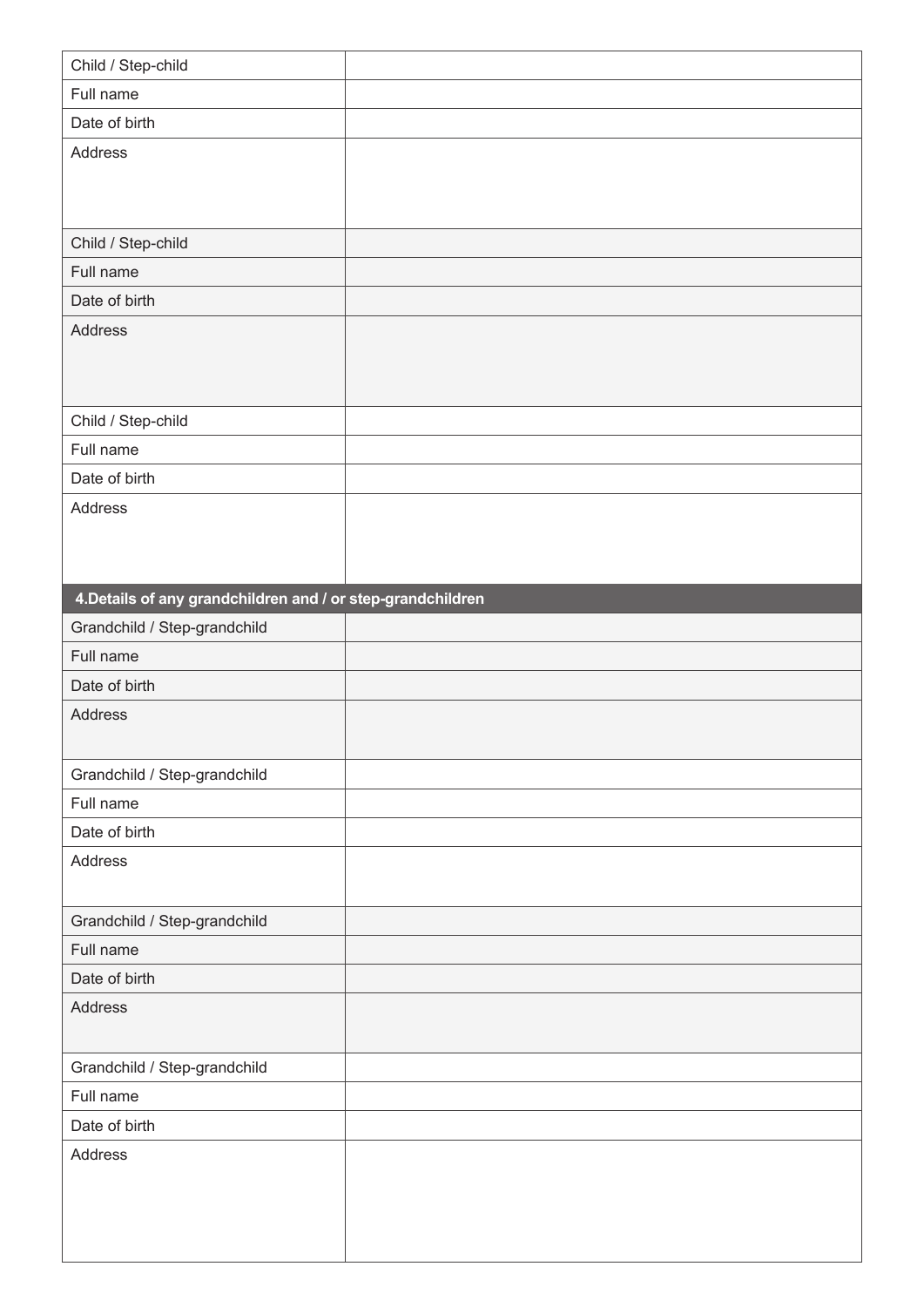| Child / Step-child | |
|---|---|
| Full name | |
| Date of birth | |
| Address | |
| Child / Step-child | |
| Full name | |
| Date of birth | |
| Address | |
| Child / Step-child | |
| Full name | |
| Date of birth | |
| Address | |

**4.Details of any grandchildren and / or step-grandchildren**

| Grandchild / Step-grandchild | |
|---|---|
| Full name | |
| Date of birth | |
| Address | |
| Grandchild / Step-grandchild | |
| Full name | |
| Date of birth | |
| Address | |
| Grandchild / Step-grandchild | |
| Full name | |
| Date of birth | |
| Address | |
| Grandchild / Step-grandchild | |
| Full name | |
| Date of birth | |
| Address | |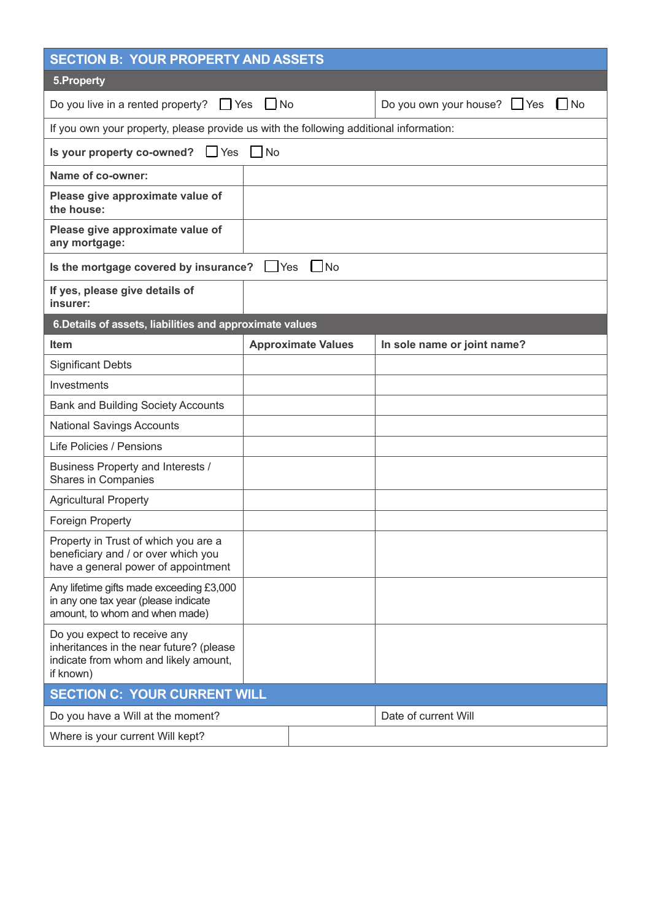## SECTION B: YOUR PROPERTY AND ASSETS

### 5.Property

| | |
|---|---|
| Do you live in a rented property? ☐ Yes ☐ No | Do you own your house? ☐ Yes ☐ No |

If you own your property, please provide us with the following additional information:

**Is your property co-owned?** ☐ Yes ☐ No

| | |
|---|---|
| **Name of co-owner:** | |
| **Please give approximate value of the house:** | |
| **Please give approximate value of any mortgage:** | |

**Is the mortgage covered by insurance?** ☐ Yes ☐ No

| | |
|---|---|
| **If yes, please give details of insurer:** | |

### 6.Details of assets, liabilities and approximate values

| Item | Approximate Values | In sole name or joint name? |
|---|---|---|
| Significant Debts | | |
| Investments | | |
| Bank and Building Society Accounts | | |
| National Savings Accounts | | |
| Life Policies / Pensions | | |
| Business Property and Interests / Shares in Companies | | |
| Agricultural Property | | |
| Foreign Property | | |
| Property in Trust of which you are a beneficiary and / or over which you have a general power of appointment | | |
| Any lifetime gifts made exceeding £3,000 in any one tax year (please indicate amount, to whom and when made) | | |
| Do you expect to receive any inheritances in the near future? (please indicate from whom and likely amount, if known) | | |

## SECTION C: YOUR CURRENT WILL

| | |
|---|---|
| Do you have a Will at the moment? | Date of current Will |
| Where is your current Will kept? | |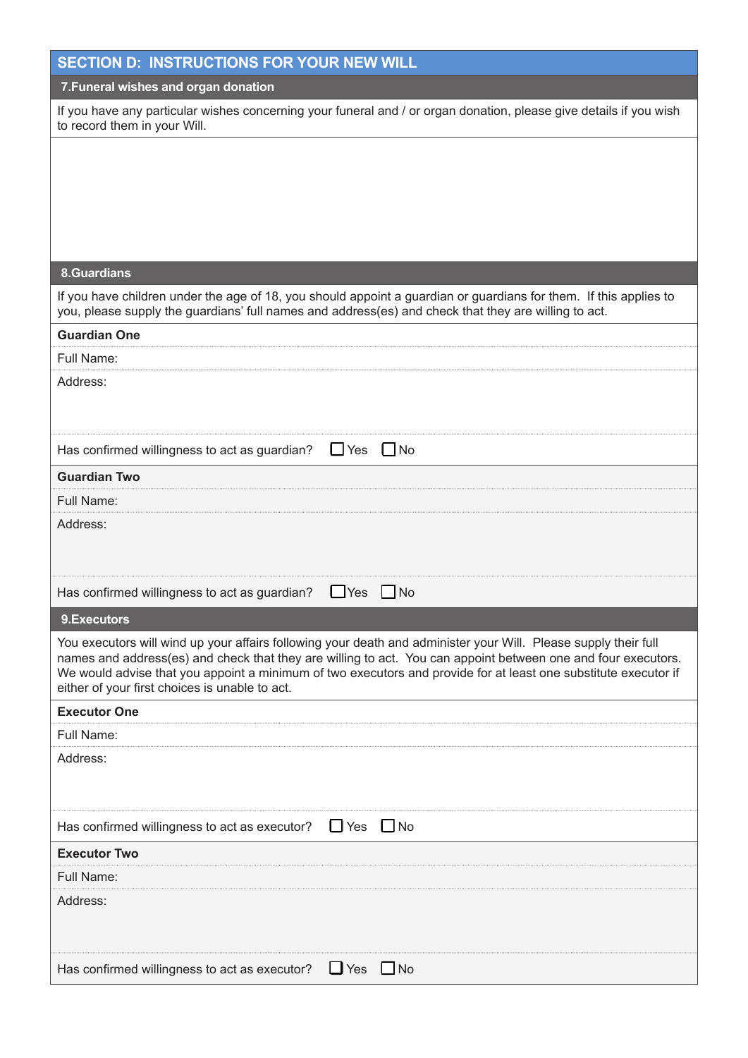## SECTION D: INSTRUCTIONS FOR YOUR NEW WILL

### 7. Funeral wishes and organ donation

If you have any particular wishes concerning your funeral and / or organ donation, please give details if you wish to record them in your Will.

### 8. Guardians

If you have children under the age of 18, you should appoint a guardian or guardians for them. If this applies to you, please supply the guardians' full names and address(es) and check that they are willing to act.

**Guardian One**

Full Name:

Address:

Has confirmed willingness to act as guardian? ☐ Yes ☐ No

**Guardian Two**

Full Name:

Address:

Has confirmed willingness to act as guardian? ☐ Yes ☐ No

### 9. Executors

You executors will wind up your affairs following your death and administer your Will. Please supply their full names and address(es) and check that they are willing to act. You can appoint between one and four executors. We would advise that you appoint a minimum of two executors and provide for at least one substitute executor if either of your first choices is unable to act.

**Executor One**

Full Name:

Address:

Has confirmed willingness to act as executor? ☐ Yes ☐ No

**Executor Two**

Full Name:

Address:

Has confirmed willingness to act as executor? ☐ Yes ☐ No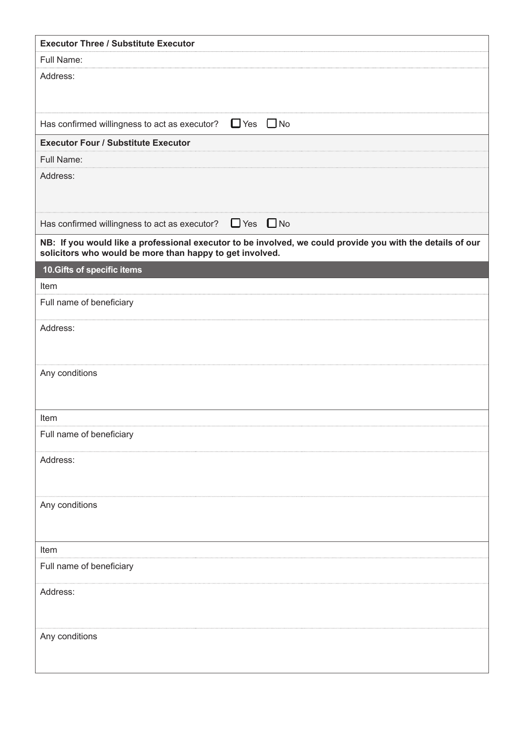**Executor Three / Substitute Executor**

Full Name:

Address:

Has confirmed willingness to act as executor? ☐ Yes ☐ No

**Executor Four / Substitute Executor**

Full Name:

Address:

Has confirmed willingness to act as executor? ☐ Yes ☐ No

**NB: If you would like a professional executor to be involved, we could provide you with the details of our solicitors who would be more than happy to get involved.**

## 10. Gifts of specific items

Item

Full name of beneficiary

Address:

Any conditions

Item

Full name of beneficiary

Address:

Any conditions

Item

Full name of beneficiary

Address:

Any conditions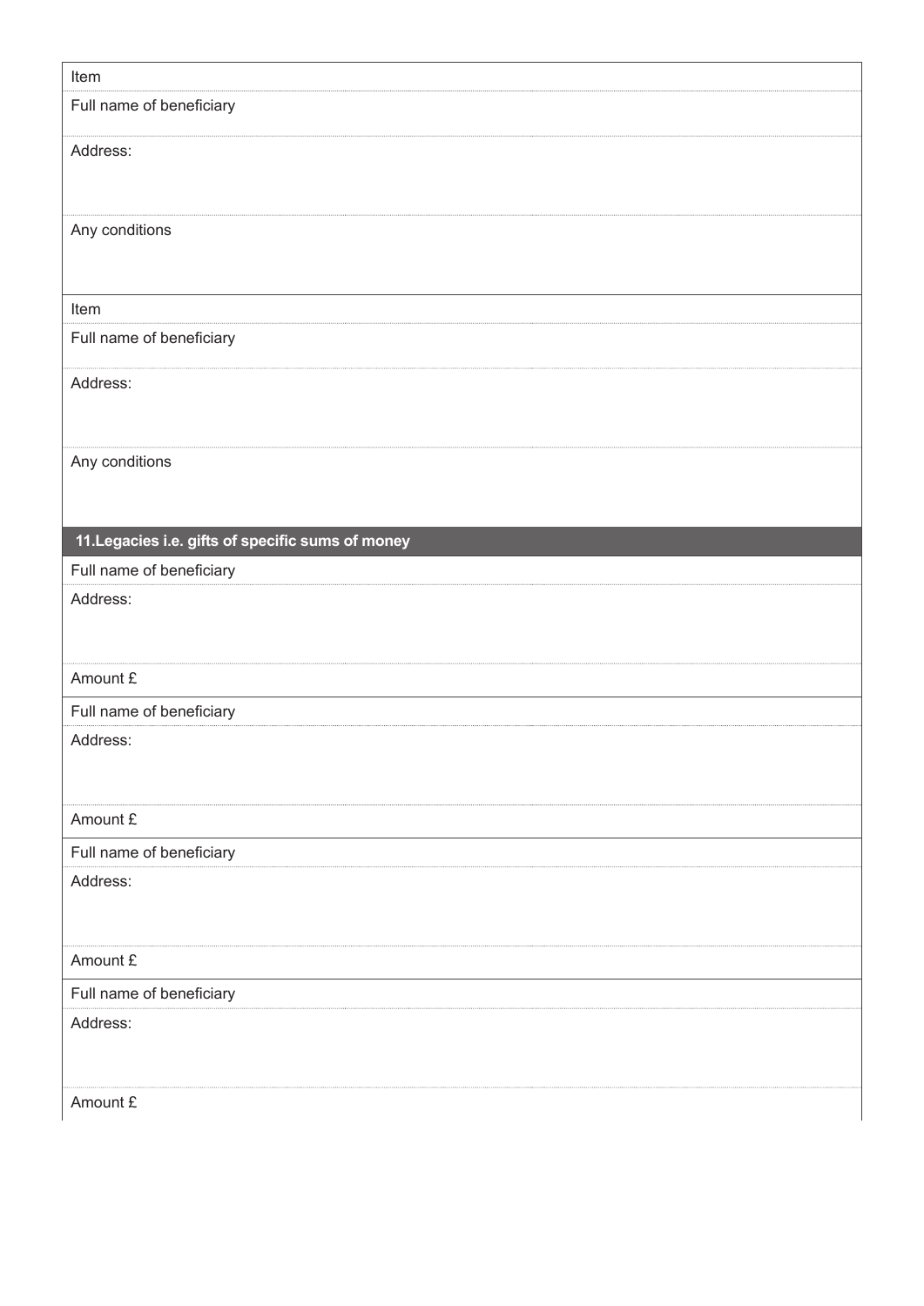| Item |
|---|
| Full name of beneficiary |
| Address: |
| Any conditions |

| Item |
|---|
| Full name of beneficiary |
| Address: |
| Any conditions |

## 11.Legacies i.e. gifts of specific sums of money

| Full name of beneficiary |
|---|
| Address: |
| Amount £ |

| Full name of beneficiary |
|---|
| Address: |
| Amount £ |

| Full name of beneficiary |
|---|
| Address: |
| Amount £ |

| Full name of beneficiary |
|---|
| Address: |
| Amount £ |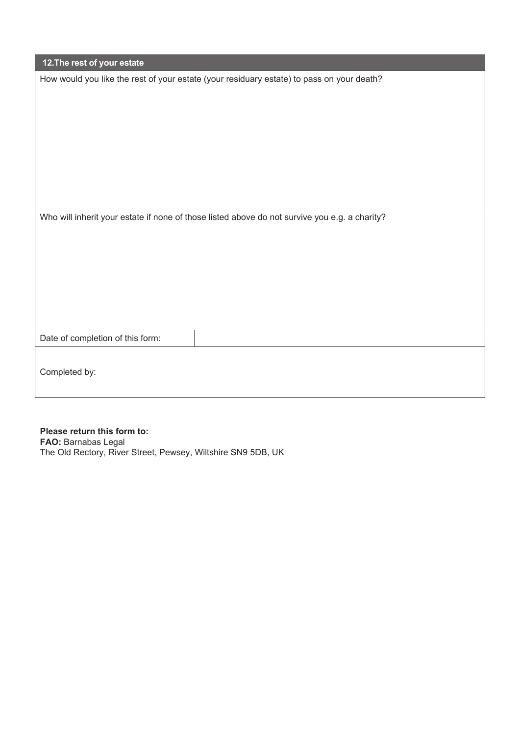| 12.The rest of your estate | |
| --- | --- |
| How would you like the rest of your estate (your residuary estate) to pass on your death? | |
| Who will inherit your estate if none of those listed above do not survive you e.g. a charity? | |
| Date of completion of this form: | |
| Completed by: | |

**Please return this form to:**
**FAO:** Barnabas Legal
The Old Rectory, River Street, Pewsey, Wiltshire SN9 5DB, UK